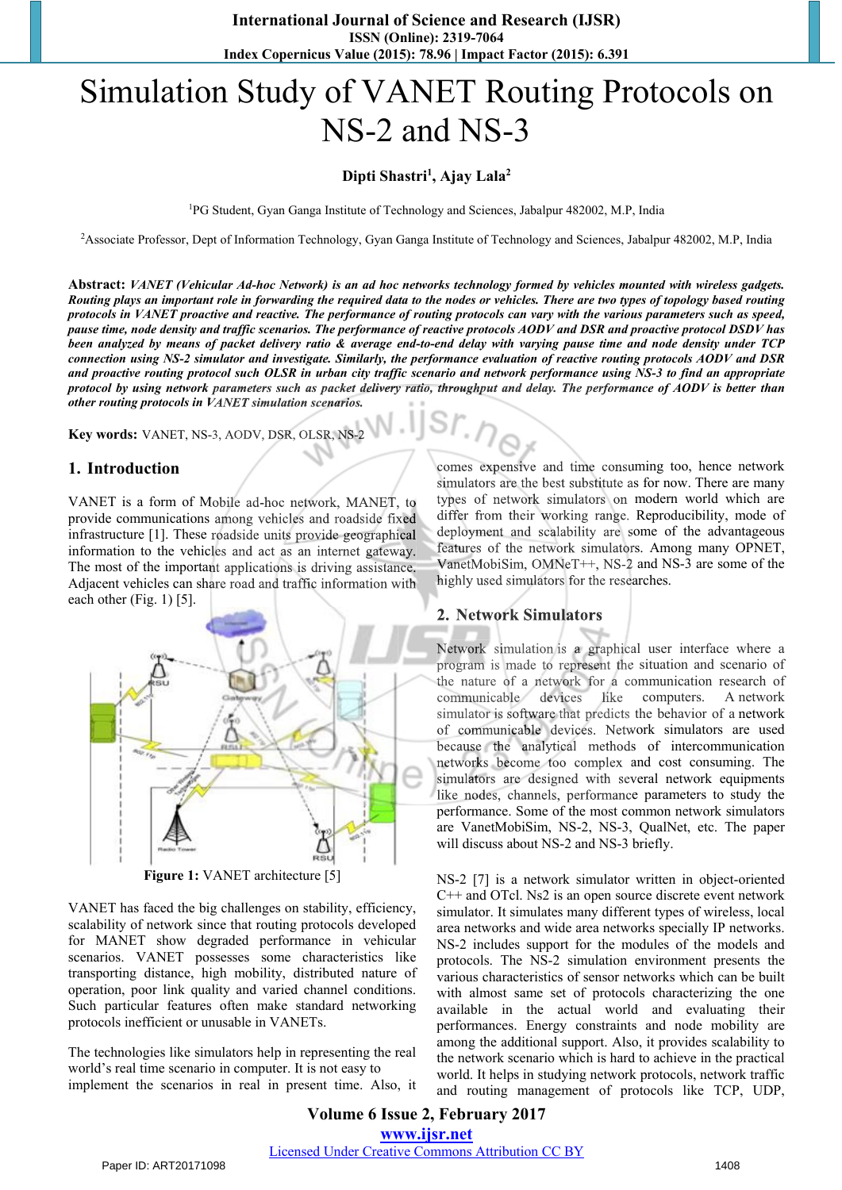# Simulation Study of VANET Routing Protocols on NS-2 and NS-3

**Dipti Shastri[1], Ajay Lala[2]**

[1]PG Student, Gyan Ganga Institute of Technology and Sciences, Jabalpur 482002, M.P, India

[2]Associate Professor, Dept of Information Technology, Gyan Ganga Institute of Technology and Sciences, Jabalpur 482002, M.P, India

**Abstract:** ***VANET (Vehicular Ad-hoc Network) is an ad hoc networks technology formed by vehicles mounted with wireless gadgets. Routing plays an important role in forwarding the required data to the nodes or vehicles. There are two types of topology based routing protocols in VANET proactive and reactive. The performance of routing protocols can vary with the various parameters such as speed, pause time, node density and traffic scenarios. The performance of reactive protocols AODV and DSR and proactive protocol DSDV has been analyzed by means of packet delivery ratio & average end-to-end delay with varying pause time and node density under TCP connection using NS-2 simulator and investigate. Similarly, the performance evaluation of reactive routing protocols AODV and DSR and proactive routing protocol such OLSR in urban city traffic scenario and network performance using NS-3 to find an appropriate protocol by using network parameters such as packet delivery ratio, throughput and delay. The performance of AODV is better than other routing protocols in VANET simulation scenarios.***

**Key words:** VANET, NS-3, AODV, DSR, OLSR, NS-2

## 1. Introduction

VANET is a form of Mobile ad-hoc network, MANET, to provide communications among vehicles and roadside fixed infrastructure [1]. These roadside units provide geographical information to the vehicles and act as an internet gateway. The most of the important applications is driving assistance. Adjacent vehicles can share road and traffic information with each other (Fig. 1) [5].

**Figure 1:** VANET architecture [5]

VANET has faced the big challenges on stability, efficiency, scalability of network since that routing protocols developed for MANET show degraded performance in vehicular scenarios. VANET possesses some characteristics like transporting distance, high mobility, distributed nature of operation, poor link quality and varied channel conditions. Such particular features often make standard networking protocols inefficient or unusable in VANETs.

The technologies like simulators help in representing the real world's real time scenario in computer. It is not easy to implement the scenarios in real in present time. Also, it comes expensive and time consuming too, hence network simulators are the best substitute as for now. There are many types of network simulators on modern world which are differ from their working range. Reproducibility, mode of deployment and scalability are some of the advantageous features of the network simulators. Among many OPNET, VanetMobiSim, OMNeT++, NS-2 and NS-3 are some of the highly used simulators for the researches.

## 2. Network Simulators

Network simulation is a graphical user interface where a program is made to represent the situation and scenario of the nature of a network for a communication research of communicable devices like computers. A network simulator is software that predicts the behavior of a network of communicable devices. Network simulators are used because the analytical methods of intercommunication networks become too complex and cost consuming. The simulators are designed with several network equipments like nodes, channels, performance parameters to study the performance. Some of the most common network simulators are VanetMobiSim, NS-2, NS-3, QualNet, etc. The paper will discuss about NS-2 and NS-3 briefly.

NS-2 [7] is a network simulator written in object-oriented C++ and OTcl. Ns2 is an open source discrete event network simulator. It simulates many different types of wireless, local area networks and wide area networks specially IP networks. NS-2 includes support for the modules of the models and protocols. The NS-2 simulation environment presents the various characteristics of sensor networks which can be built with almost same set of protocols characterizing the one available in the actual world and evaluating their performances. Energy constraints and node mobility are among the additional support. Also, it provides scalability to the network scenario which is hard to achieve in the practical world. It helps in studying network protocols, network traffic and routing management of protocols like TCP, UDP,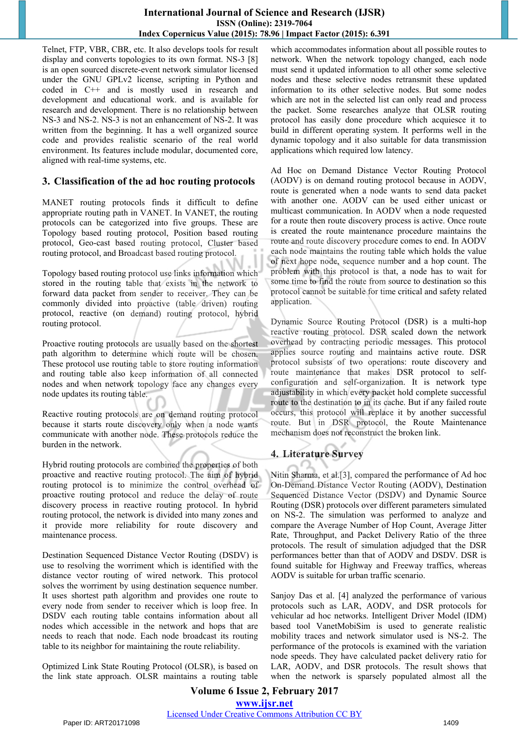Telnet, FTP, VBR, CBR, etc. It also develops tools for result display and converts topologies to its own format. NS-3 [8] is an open sourced discrete-event network simulator licensed under the GNU GPLv2 license, scripting in Python and coded in C++ and is mostly used in research and development and educational work. and is available for research and development. There is no relationship between NS-3 and NS-2. NS-3 is not an enhancement of NS-2. It was written from the beginning. It has a well organized source code and provides realistic scenario of the real world environment. Its features include modular, documented core, aligned with real-time systems, etc.

## 3. Classification of the ad hoc routing protocols

MANET routing protocols finds it difficult to define appropriate routing path in VANET. In VANET, the routing protocols can be categorized into five groups. These are Topology based routing protocol, Position based routing protocol, Geo-cast based routing protocol, Cluster based routing protocol, and Broadcast based routing protocol.

Topology based routing protocol use links information which stored in the routing table that exists in the network to forward data packet from sender to receiver. They can be commonly divided into proactive (table driven) routing protocol, reactive (on demand) routing protocol, hybrid routing protocol.

Proactive routing protocols are usually based on the shortest path algorithm to determine which route will be chosen. These protocol use routing table to store routing information and routing table also keep information of all connected nodes and when network topology face any changes every node updates its routing table.

Reactive routing protocols are on demand routing protocol because it starts route discovery only when a node wants communicate with another node. These protocols reduce the burden in the network.

Hybrid routing protocols are combined the properties of both proactive and reactive routing protocol. The aim of hybrid routing protocol is to minimize the control overhead of proactive routing protocol and reduce the delay of route discovery process in reactive routing protocol. In hybrid routing protocol, the network is divided into many zones and it provide more reliability for route discovery and maintenance process.

Destination Sequenced Distance Vector Routing (DSDV) is use to resolving the worriment which is identified with the distance vector routing of wired network. This protocol solves the worriment by using destination sequence number. It uses shortest path algorithm and provides one route to every node from sender to receiver which is loop free. In DSDV each routing table contains information about all nodes which accessible in the network and hops that are needs to reach that node. Each node broadcast its routing table to its neighbor for maintaining the route reliability.

Optimized Link State Routing Protocol (OLSR), is based on the link state approach. OLSR maintains a routing table which accommodates information about all possible routes to network. When the network topology changed, each node must send it updated information to all other some selective nodes and these selective nodes retransmit these updated information to its other selective nodes. But some nodes which are not in the selected list can only read and process the packet. Some researches analyze that OLSR routing protocol has easily done procedure which acquiesce it to build in different operating system. It performs well in the dynamic topology and it also suitable for data transmission applications which required low latency.

Ad Hoc on Demand Distance Vector Routing Protocol (AODV) is on demand routing protocol because in AODV, route is generated when a node wants to send data packet with another one. AODV can be used either unicast or multicast communication. In AODV when a node requested for a route then route discovery process is active. Once route is created the route maintenance procedure maintains the route and route discovery procedure comes to end. In AODV each node maintains the routing table which holds the value of next hope node, sequence number and a hop count. The problem with this protocol is that, a node has to wait for some time to find the route from source to destination so this protocol cannot be suitable for time critical and safety related application.

Dynamic Source Routing Protocol (DSR) is a multi-hop reactive routing protocol. DSR scaled down the network overhead by contracting periodic messages. This protocol applies source routing and maintains active route. DSR protocol subsists of two operations: route discovery and route maintenance that makes DSR protocol to self-configuration and self-organization. It is network type adjustability in which every packet hold complete successful route to the destination to in its cache. But if any failed route occurs, this protocol will replace it by another successful route. But in DSR protocol, the Route Maintenance mechanism does not reconstruct the broken link.

## 4. Literature Survey

Nitin Sharma, et al.[3], compared the performance of Ad hoc On-Demand Distance Vector Routing (AODV), Destination Sequenced Distance Vector (DSDV) and Dynamic Source Routing (DSR) protocols over different parameters simulated on NS-2. The simulation was performed to analyze and compare the Average Number of Hop Count, Average Jitter Rate, Throughput, and Packet Delivery Ratio of the three protocols. The result of simulation adjudged that the DSR performances better than that of AODV and DSDV. DSR is found suitable for Highway and Freeway traffics, whereas AODV is suitable for urban traffic scenario.

Sanjoy Das et al. [4] analyzed the performance of various protocols such as LAR, AODV, and DSR protocols for vehicular ad hoc networks. Intelligent Driver Model (IDM) based tool VanetMobiSim is used to generate realistic mobility traces and network simulator used is NS-2. The performance of the protocols is examined with the variation node speeds. They have calculated packet delivery ratio for LAR, AODV, and DSR protocols. The result shows that when the network is sparsely populated almost all the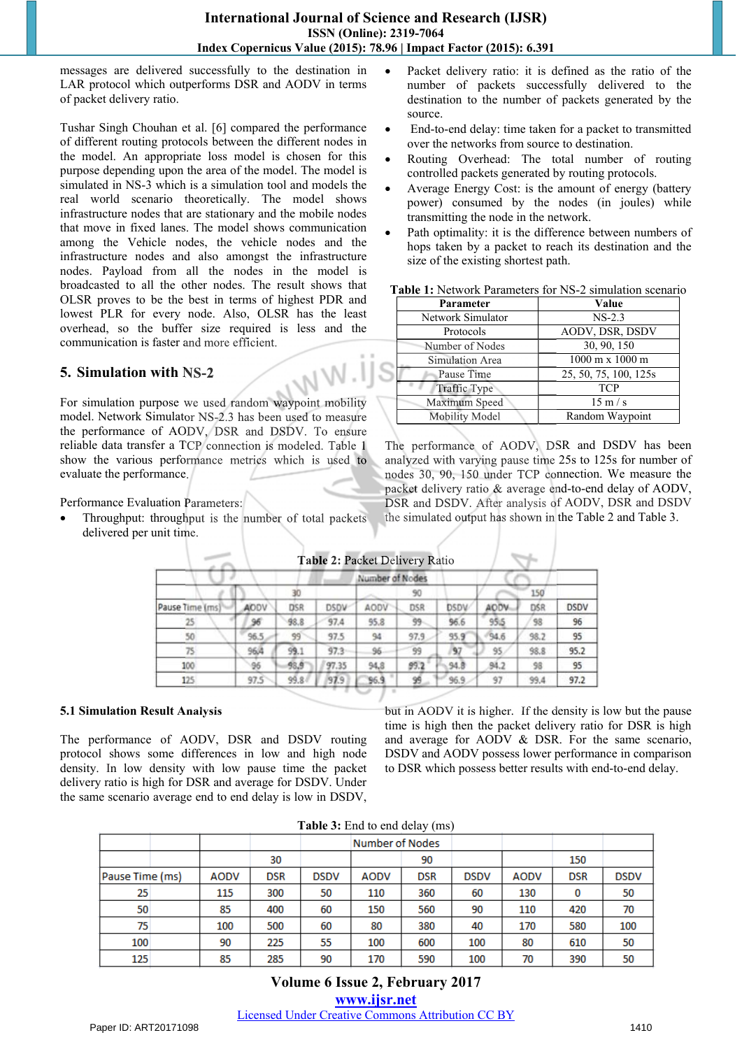messages are delivered successfully to the destination in LAR protocol which outperforms DSR and AODV in terms of packet delivery ratio.

Tushar Singh Chouhan et al. [6] compared the performance of different routing protocols between the different nodes in the model. An appropriate loss model is chosen for this purpose depending upon the area of the model. The model is simulated in NS-3 which is a simulation tool and models the real world scenario theoretically. The model shows infrastructure nodes that are stationary and the mobile nodes that move in fixed lanes. The model shows communication among the Vehicle nodes, the vehicle nodes and the infrastructure nodes and also amongst the infrastructure nodes. Payload from all the nodes in the model is broadcasted to all the other nodes. The result shows that OLSR proves to be the best in terms of highest PDR and lowest PLR for every node. Also, OLSR has the least overhead, so the buffer size required is less and the communication is faster and more efficient.

## 5. Simulation with NS-2

For simulation purpose we used random waypoint mobility model. Network Simulator NS-2.3 has been used to measure the performance of AODV, DSR and DSDV. To ensure reliable data transfer a TCP connection is modeled. Table 1 show the various performance metrics which is used to evaluate the performance.

Performance Evaluation Parameters:

- Throughput: throughput is the number of total packets delivered per unit time.
- Packet delivery ratio: it is defined as the ratio of the number of packets successfully delivered to the destination to the number of packets generated by the source.
- End-to-end delay: time taken for a packet to transmitted over the networks from source to destination.
- Routing Overhead: The total number of routing controlled packets generated by routing protocols.
- Average Energy Cost: is the amount of energy (battery power) consumed by the nodes (in joules) while transmitting the node in the network.
- Path optimality: it is the difference between numbers of hops taken by a packet to reach its destination and the size of the existing shortest path.

**Table 1:** Network Parameters for NS-2 simulation scenario

| Parameter | Value |
|---|---|
| Network Simulator | NS-2.3 |
| Protocols | AODV, DSR, DSDV |
| Number of Nodes | 30, 90, 150 |
| Simulation Area | 1000 m x 1000 m |
| Pause Time | 25, 50, 75, 100, 125s |
| Traffic Type | TCP |
| Maximum Speed | 15 m / s |
| Mobility Model | Random Waypoint |

The performance of AODV, DSR and DSDV has been analyzed with varying pause time 25s to 125s for number of nodes 30, 90, 150 under TCP connection. We measure the packet delivery ratio & average end-to-end delay of AODV, DSR and DSDV. After analysis of AODV, DSR and DSDV the simulated output has shown in the Table 2 and Table 3.

**Table 2:** Packet Delivery Ratio

| | Number of Nodes | | | | | | | | |
|---|---|---|---|---|---|---|---|---|---|
| | 30 | | | 90 | | | 150 | | |
| Pause Time (ms) | AODV | DSR | DSDV | AODV | DSR | DSDV | AODV | DSR | DSDV |
| 25 | 96 | 98.8 | 97.4 | 95.8 | 99 | 96.6 | 95.5 | 98 | 96 |
| 50 | 96.5 | 99 | 97.5 | 94 | 97.9 | 95.9 | 94.6 | 98.2 | 95 |
| 75 | 96.4 | 99.1 | 97.3 | 96 | 99 | 97 | 95 | 98.8 | 95.2 |
| 100 | 96 | 98.9 | 97.35 | 94.8 | 99.2 | 94.8 | 94.2 | 98 | 95 |
| 125 | 97.5 | 99.8 | 97.9 | 96.9 | 99 | 96.9 | 97 | 99.4 | 97.2 |

### 5.1 Simulation Result Analysis

The performance of AODV, DSR and DSDV routing protocol shows some differences in low and high node density. In low density with low pause time the packet delivery ratio is high for DSR and average for DSDV. Under the same scenario average end to end delay is low in DSDV, but in AODV it is higher. If the density is low but the pause time is high then the packet delivery ratio for DSR is high and average for AODV & DSR. For the same scenario, DSDV and AODV possess lower performance in comparison to DSR which possess better results with end-to-end delay.

**Table 3:** End to end delay (ms)

| | Number of Nodes | | | | | | | | |
|---|---|---|---|---|---|---|---|---|---|
| | 30 | | | 90 | | | 150 | | |
| Pause Time (ms) | AODV | DSR | DSDV | AODV | DSR | DSDV | AODV | DSR | DSDV |
| 25 | 115 | 300 | 50 | 110 | 360 | 60 | 130 | 0 | 50 |
| 50 | 85 | 400 | 60 | 150 | 560 | 90 | 110 | 420 | 70 |
| 75 | 100 | 500 | 60 | 80 | 380 | 40 | 170 | 580 | 100 |
| 100 | 90 | 225 | 55 | 100 | 600 | 100 | 80 | 610 | 50 |
| 125 | 85 | 285 | 90 | 170 | 590 | 100 | 70 | 390 | 50 |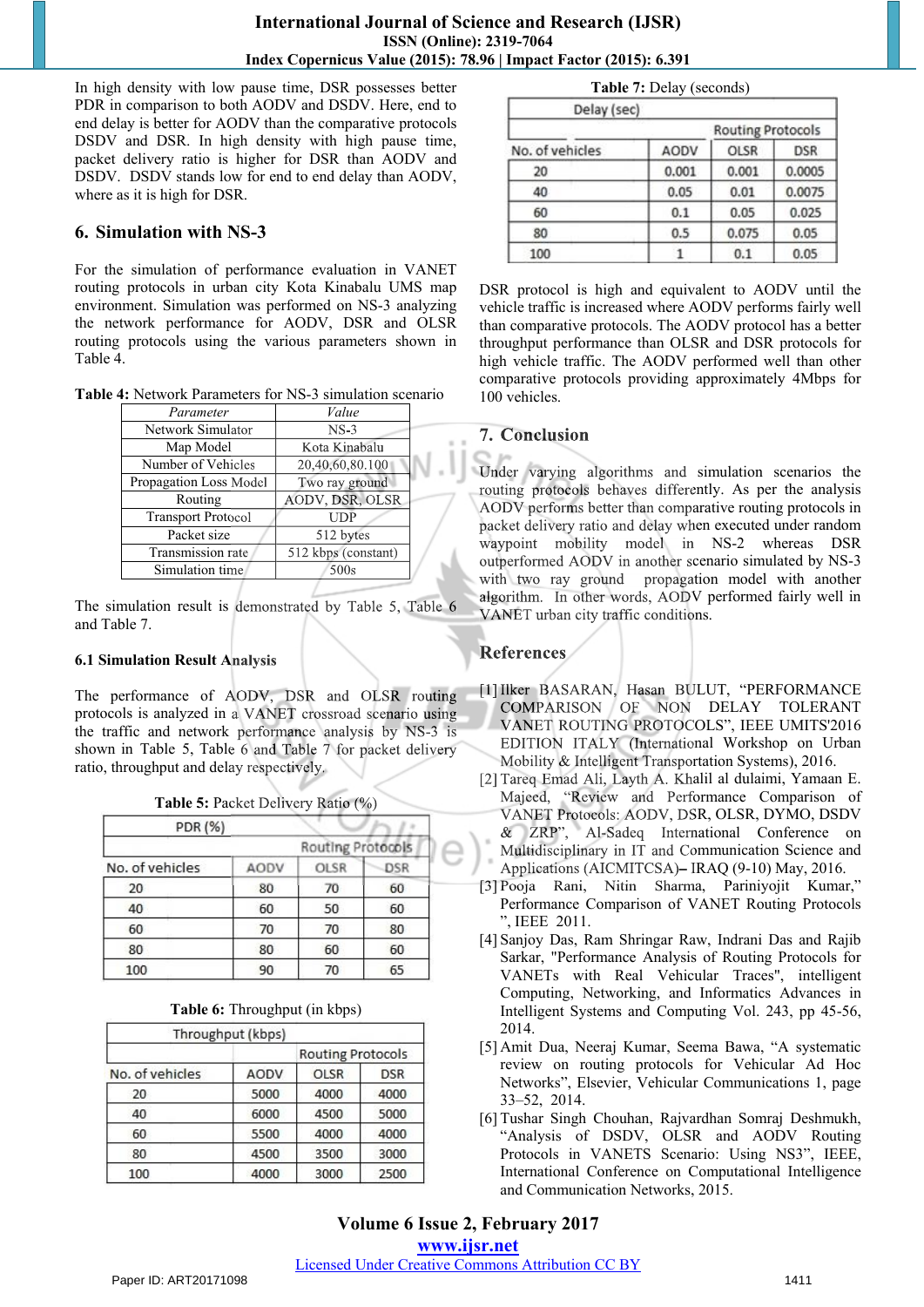In high density with low pause time, DSR possesses better PDR in comparison to both AODV and DSDV. Here, end to end delay is better for AODV than the comparative protocols DSDV and DSR. In high density with high pause time, packet delivery ratio is higher for DSR than AODV and DSDV. DSDV stands low for end to end delay than AODV, where as it is high for DSR.

## 6. Simulation with NS-3

For the simulation of performance evaluation in VANET routing protocols in urban city Kota Kinabalu UMS map environment. Simulation was performed on NS-3 analyzing the network performance for AODV, DSR and OLSR routing protocols using the various parameters shown in Table 4.

**Table 4:** Network Parameters for NS-3 simulation scenario

| *Parameter* | *Value* |
|---|---|
| Network Simulator | NS-3 |
| Map Model | Kota Kinabalu |
| Number of Vehicles | 20,40,60,80,100 |
| Propagation Loss Model | Two ray ground |
| Routing | AODV, DSR, OLSR |
| Transport Protocol | UDP |
| Packet size | 512 bytes |
| Transmission rate | 512 kbps (constant) |
| Simulation time | 500s |

The simulation result is demonstrated by Table 5, Table 6 and Table 7.

### 6.1 Simulation Result Analysis

The performance of AODV, DSR and OLSR routing protocols is analyzed in a VANET crossroad scenario using the traffic and network performance analysis by NS-3 is shown in Table 5, Table 6 and Table 7 for packet delivery ratio, throughput and delay respectively.

**Table 5:** Packet Delivery Ratio (%)

| PDR (%) | | | |
|---|---|---|---|
| | Routing Protocols | | |
| No. of vehicles | AODV | OLSR | DSR |
| 20 | 80 | 70 | 60 |
| 40 | 60 | 50 | 60 |
| 60 | 70 | 70 | 80 |
| 80 | 80 | 60 | 60 |
| 100 | 90 | 70 | 65 |

**Table 6:** Throughput (in kbps)

| Throughput (kbps) | | | |
|---|---|---|---|
| | Routing Protocols | | |
| No. of vehicles | AODV | OLSR | DSR |
| 20 | 5000 | 4000 | 4000 |
| 40 | 6000 | 4500 | 5000 |
| 60 | 5500 | 4000 | 4000 |
| 80 | 4500 | 3500 | 3000 |
| 100 | 4000 | 3000 | 2500 |

**Table 7:** Delay (seconds)

| Delay (sec) | | | |
|---|---|---|---|
| | Routing Protocols | | |
| No. of vehicles | AODV | OLSR | DSR |
| 20 | 0.001 | 0.001 | 0.0005 |
| 40 | 0.05 | 0.01 | 0.0075 |
| 60 | 0.1 | 0.05 | 0.025 |
| 80 | 0.5 | 0.075 | 0.05 |
| 100 | 1 | 0.1 | 0.05 |

DSR protocol is high and equivalent to AODV until the vehicle traffic is increased where AODV performs fairly well than comparative protocols. The AODV protocol has a better throughput performance than OLSR and DSR protocols for high vehicle traffic. The AODV performed well than other comparative protocols providing approximately 4Mbps for 100 vehicles.

## 7. Conclusion

Under varying algorithms and simulation scenarios the routing protocols behaves differently. As per the analysis AODV performs better than comparative routing protocols in packet delivery ratio and delay when executed under random waypoint mobility model in NS-2 whereas DSR outperformed AODV in another scenario simulated by NS-3 with two ray ground propagation model with another algorithm. In other words, AODV performed fairly well in VANET urban city traffic conditions.

## References

[1] Ilker BASARAN, Hasan BULUT, "PERFORMANCE COMPARISON OF NON DELAY TOLERANT VANET ROUTING PROTOCOLS", IEEE UMITS'2016 EDITION ITALY (International Workshop on Urban Mobility & Intelligent Transportation Systems), 2016.

[2] Tareq Emad Ali, Layth A. Khalil al dulaimi, Yamaan E. Majeed, "Review and Performance Comparison of VANET Protocols: AODV, DSR, OLSR, DYMO, DSDV & ZRP", Al-Sadeq International Conference on Multidisciplinary in IT and Communication Science and Applications (AICMITCSA)– IRAQ (9-10) May, 2016.

[3] Pooja Rani, Nitin Sharma, Pariniyojit Kumar," Performance Comparison of VANET Routing Protocols ", IEEE 2011.

[4] Sanjoy Das, Ram Shringar Raw, Indrani Das and Rajib Sarkar, "Performance Analysis of Routing Protocols for VANETs with Real Vehicular Traces", intelligent Computing, Networking, and Informatics Advances in Intelligent Systems and Computing Vol. 243, pp 45-56, 2014.

[5] Amit Dua, Neeraj Kumar, Seema Bawa, "A systematic review on routing protocols for Vehicular Ad Hoc Networks", Elsevier, Vehicular Communications 1, page 33–52, 2014.

[6] Tushar Singh Chouhan, Rajvardhan Somraj Deshmukh, "Analysis of DSDV, OLSR and AODV Routing Protocols in VANETS Scenario: Using NS3", IEEE, International Conference on Computational Intelligence and Communication Networks, 2015.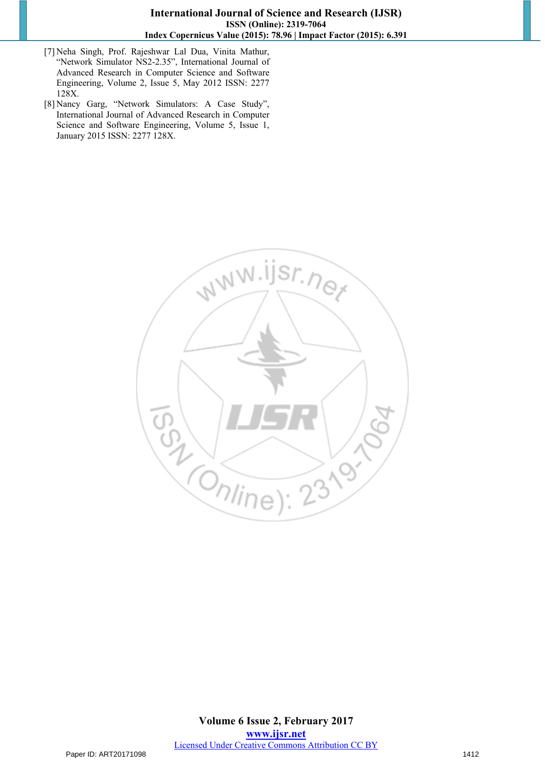[7] Neha Singh, Prof. Rajeshwar Lal Dua, Vinita Mathur, “Network Simulator NS2-2.35”, International Journal of Advanced Research in Computer Science and Software Engineering, Volume 2, Issue 5, May 2012 ISSN: 2277 128X.

[8] Nancy Garg, “Network Simulators: A Case Study”, International Journal of Advanced Research in Computer Science and Software Engineering, Volume 5, Issue 1, January 2015 ISSN: 2277 128X.